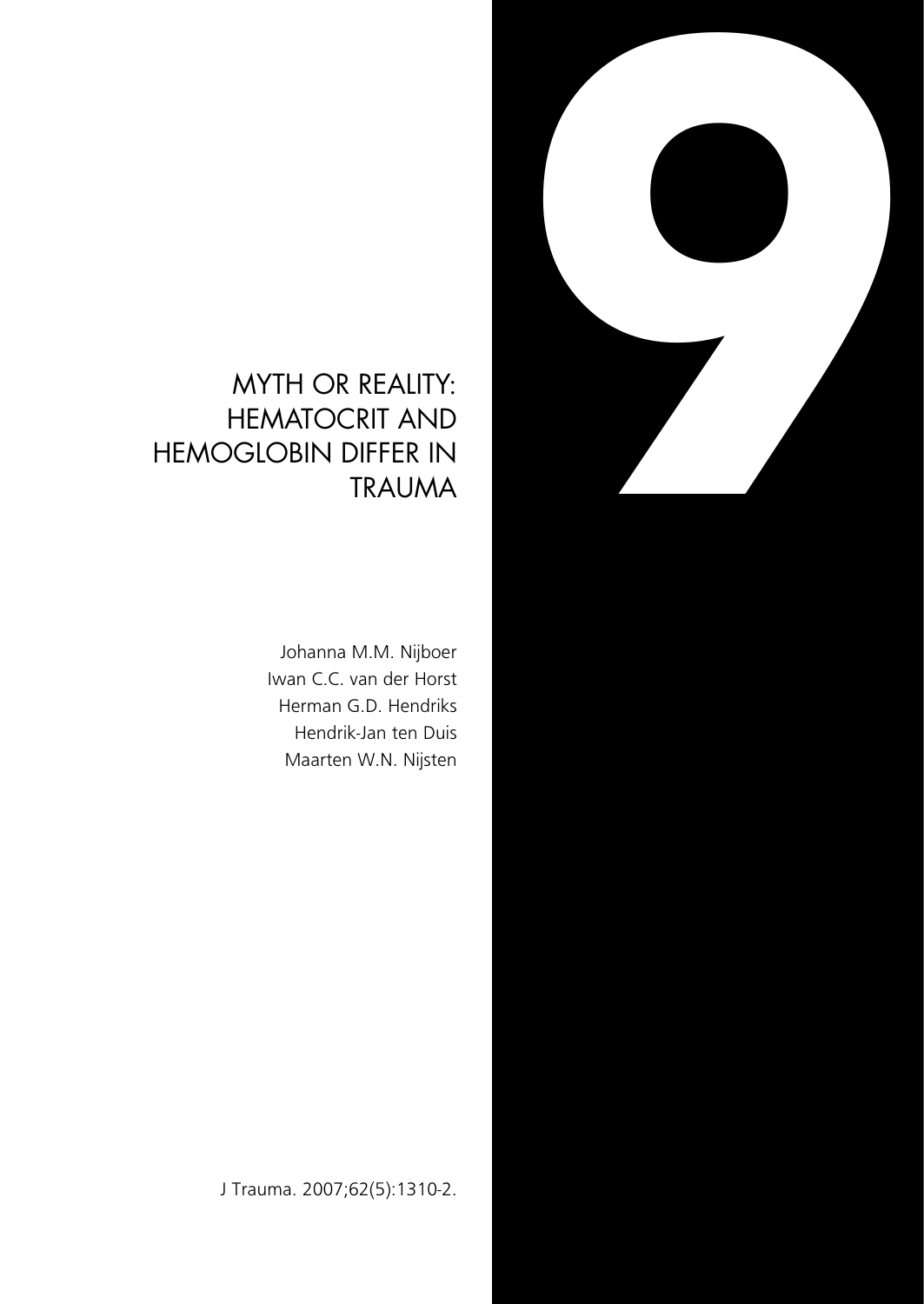# MYTH OR REALITY: HEMATOCRIT AND HEMOGLOBIN DIFFER IN TRAUMA

Johanna M.M. Nijboer
Iwan C.C. van der Horst
Herman G.D. Hendriks
Hendrik-Jan ten Duis
Maarten W.N. Nijsten

J Trauma. 2007;62(5):1310-2.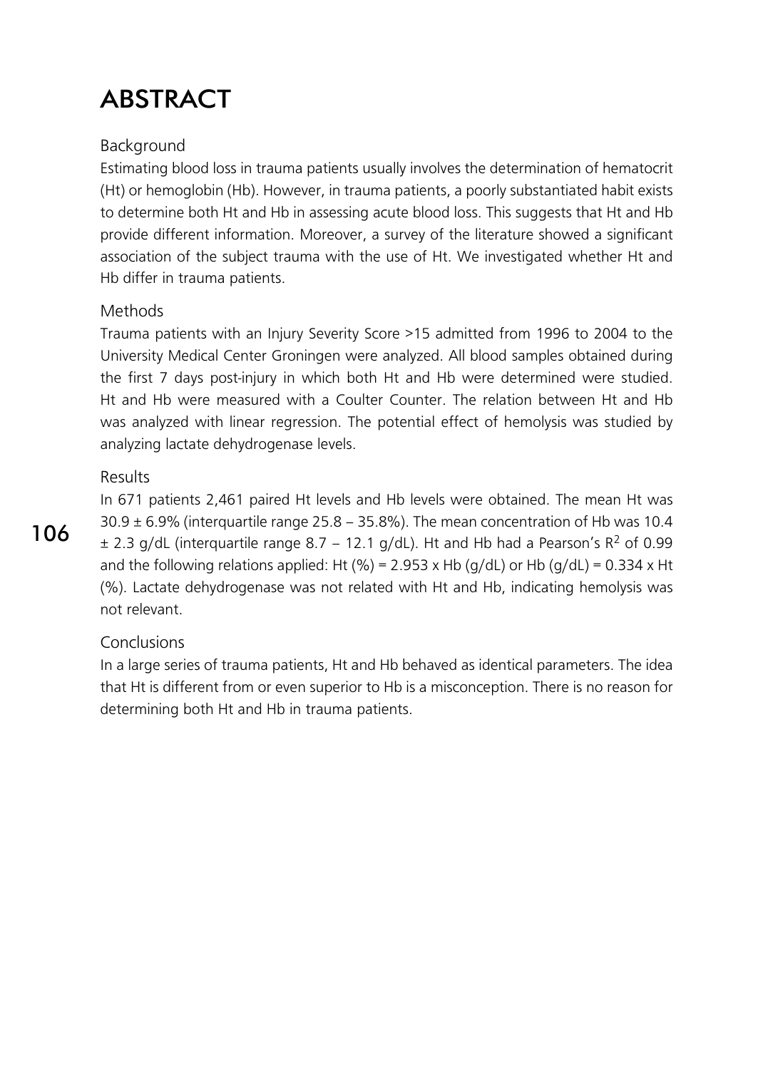# ABSTRACT

## Background

Estimating blood loss in trauma patients usually involves the determination of hematocrit (Ht) or hemoglobin (Hb). However, in trauma patients, a poorly substantiated habit exists to determine both Ht and Hb in assessing acute blood loss. This suggests that Ht and Hb provide different information. Moreover, a survey of the literature showed a significant association of the subject trauma with the use of Ht. We investigated whether Ht and Hb differ in trauma patients.

## Methods

Trauma patients with an Injury Severity Score >15 admitted from 1996 to 2004 to the University Medical Center Groningen were analyzed. All blood samples obtained during the first 7 days post-injury in which both Ht and Hb were determined were studied. Ht and Hb were measured with a Coulter Counter. The relation between Ht and Hb was analyzed with linear regression. The potential effect of hemolysis was studied by analyzing lactate dehydrogenase levels.

## Results

In 671 patients 2,461 paired Ht levels and Hb levels were obtained. The mean Ht was 30.9 ± 6.9% (interquartile range 25.8 – 35.8%). The mean concentration of Hb was 10.4 ± 2.3 g/dL (interquartile range 8.7 – 12.1 g/dL). Ht and Hb had a Pearson's $R^2$ of 0.99 and the following relations applied: Ht (%) = 2.953 x Hb (g/dL) or Hb (g/dL) = 0.334 x Ht (%). Lactate dehydrogenase was not related with Ht and Hb, indicating hemolysis was not relevant.

## Conclusions

In a large series of trauma patients, Ht and Hb behaved as identical parameters. The idea that Ht is different from or even superior to Hb is a misconception. There is no reason for determining both Ht and Hb in trauma patients.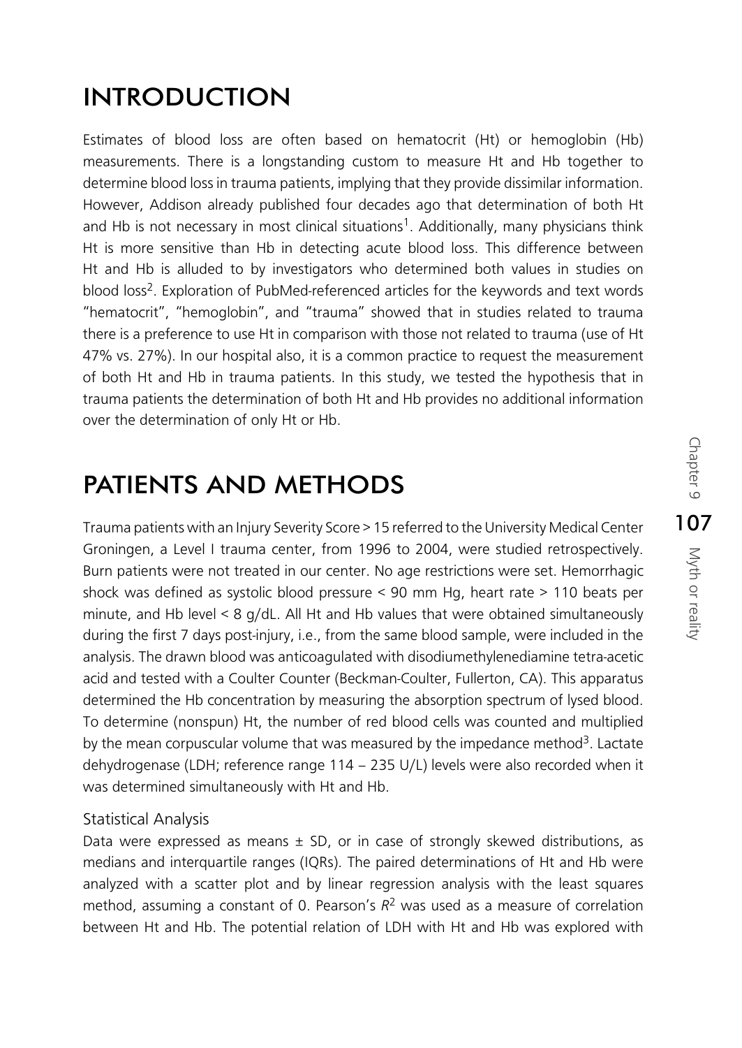# INTRODUCTION

Estimates of blood loss are often based on hematocrit (Ht) or hemoglobin (Hb) measurements. There is a longstanding custom to measure Ht and Hb together to determine blood loss in trauma patients, implying that they provide dissimilar information. However, Addison already published four decades ago that determination of both Ht and Hb is not necessary in most clinical situations[1]. Additionally, many physicians think Ht is more sensitive than Hb in detecting acute blood loss. This difference between Ht and Hb is alluded to by investigators who determined both values in studies on blood loss[2]. Exploration of PubMed-referenced articles for the keywords and text words "hematocrit", "hemoglobin", and "trauma" showed that in studies related to trauma there is a preference to use Ht in comparison with those not related to trauma (use of Ht 47% vs. 27%). In our hospital also, it is a common practice to request the measurement of both Ht and Hb in trauma patients. In this study, we tested the hypothesis that in trauma patients the determination of both Ht and Hb provides no additional information over the determination of only Ht or Hb.

# PATIENTS AND METHODS

Trauma patients with an Injury Severity Score > 15 referred to the University Medical Center Groningen, a Level I trauma center, from 1996 to 2004, were studied retrospectively. Burn patients were not treated in our center. No age restrictions were set. Hemorrhagic shock was defined as systolic blood pressure < 90 mm Hg, heart rate > 110 beats per minute, and Hb level < 8 g/dL. All Ht and Hb values that were obtained simultaneously during the first 7 days post-injury, i.e., from the same blood sample, were included in the analysis. The drawn blood was anticoagulated with disodiumethylenediamine tetra-acetic acid and tested with a Coulter Counter (Beckman-Coulter, Fullerton, CA). This apparatus determined the Hb concentration by measuring the absorption spectrum of lysed blood. To determine (nonspun) Ht, the number of red blood cells was counted and multiplied by the mean corpuscular volume that was measured by the impedance method[3]. Lactate dehydrogenase (LDH; reference range 114 – 235 U/L) levels were also recorded when it was determined simultaneously with Ht and Hb.

## Statistical Analysis

Data were expressed as means ± SD, or in case of strongly skewed distributions, as medians and interquartile ranges (IQRs). The paired determinations of Ht and Hb were analyzed with a scatter plot and by linear regression analysis with the least squares method, assuming a constant of 0. Pearson's $R^2$ was used as a measure of correlation between Ht and Hb. The potential relation of LDH with Ht and Hb was explored with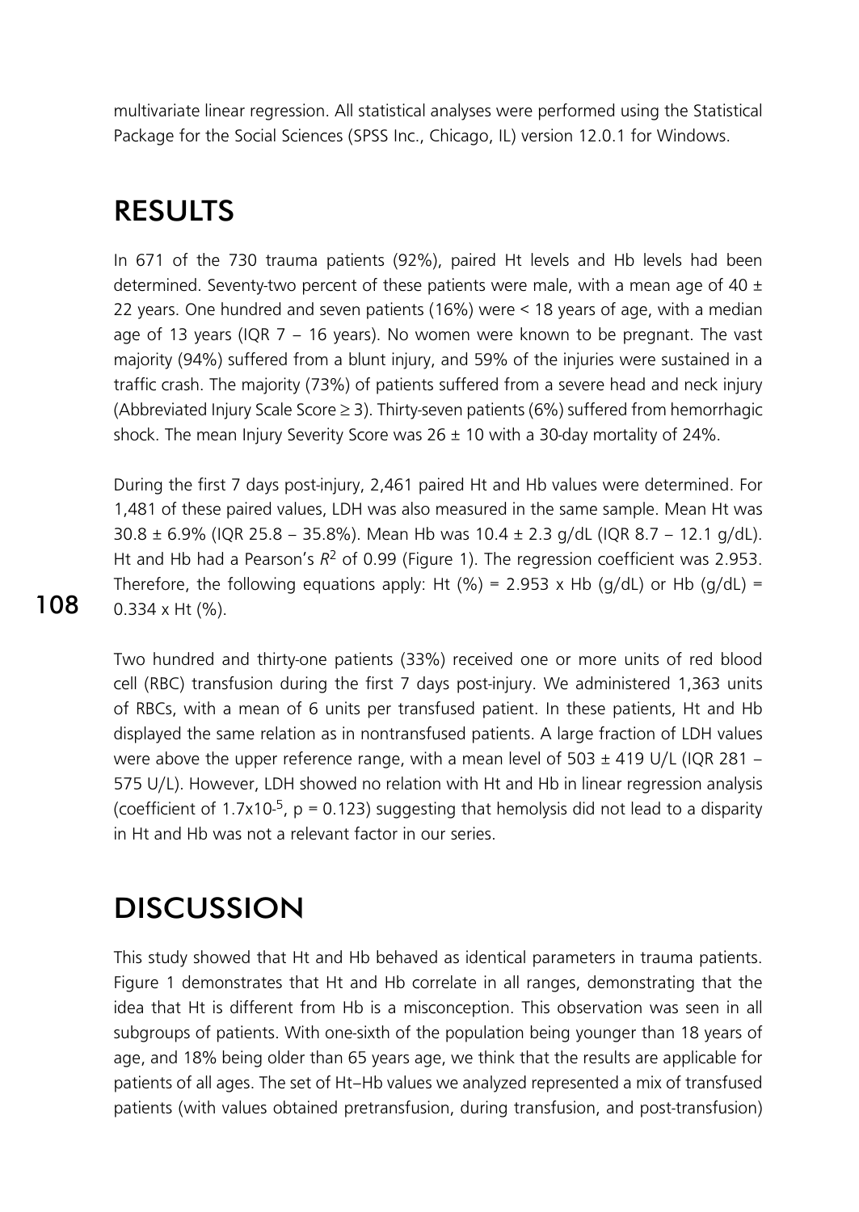multivariate linear regression. All statistical analyses were performed using the Statistical Package for the Social Sciences (SPSS Inc., Chicago, IL) version 12.0.1 for Windows.

## RESULTS

In 671 of the 730 trauma patients (92%), paired Ht levels and Hb levels had been determined. Seventy-two percent of these patients were male, with a mean age of 40 ± 22 years. One hundred and seven patients (16%) were < 18 years of age, with a median age of 13 years (IQR 7 – 16 years). No women were known to be pregnant. The vast majority (94%) suffered from a blunt injury, and 59% of the injuries were sustained in a traffic crash. The majority (73%) of patients suffered from a severe head and neck injury (Abbreviated Injury Scale Score ≥ 3). Thirty-seven patients (6%) suffered from hemorrhagic shock. The mean Injury Severity Score was 26 ± 10 with a 30-day mortality of 24%.

During the first 7 days post-injury, 2,461 paired Ht and Hb values were determined. For 1,481 of these paired values, LDH was also measured in the same sample. Mean Ht was 30.8 ± 6.9% (IQR 25.8 – 35.8%). Mean Hb was 10.4 ± 2.3 g/dL (IQR 8.7 – 12.1 g/dL). Ht and Hb had a Pearson's $R^2$ of 0.99 (Figure 1). The regression coefficient was 2.953. Therefore, the following equations apply: Ht (%) = 2.953 x Hb (g/dL) or Hb (g/dL) = 0.334 x Ht (%).

Two hundred and thirty-one patients (33%) received one or more units of red blood cell (RBC) transfusion during the first 7 days post-injury. We administered 1,363 units of RBCs, with a mean of 6 units per transfused patient. In these patients, Ht and Hb displayed the same relation as in nontransfused patients. A large fraction of LDH values were above the upper reference range, with a mean level of 503 ± 419 U/L (IQR 281 – 575 U/L). However, LDH showed no relation with Ht and Hb in linear regression analysis (coefficient of $1.7 \times 10^{-5}$, $p = 0.123$) suggesting that hemolysis did not lead to a disparity in Ht and Hb was not a relevant factor in our series.

## DISCUSSION

This study showed that Ht and Hb behaved as identical parameters in trauma patients. Figure 1 demonstrates that Ht and Hb correlate in all ranges, demonstrating that the idea that Ht is different from Hb is a misconception. This observation was seen in all subgroups of patients. With one-sixth of the population being younger than 18 years of age, and 18% being older than 65 years age, we think that the results are applicable for patients of all ages. The set of Ht–Hb values we analyzed represented a mix of transfused patients (with values obtained pretransfusion, during transfusion, and post-transfusion)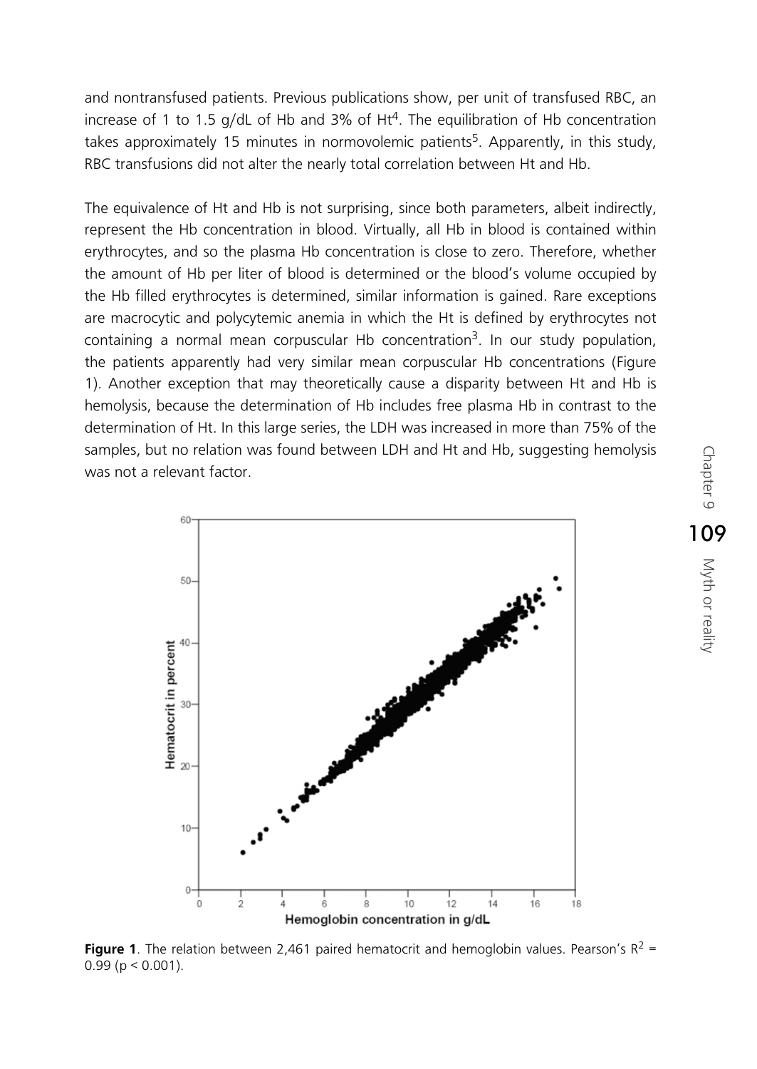and nontransfused patients. Previous publications show, per unit of transfused RBC, an increase of 1 to 1.5 g/dL of Hb and 3% of Ht[4]. The equilibration of Hb concentration takes approximately 15 minutes in normovolemic patients[5]. Apparently, in this study, RBC transfusions did not alter the nearly total correlation between Ht and Hb.

The equivalence of Ht and Hb is not surprising, since both parameters, albeit indirectly, represent the Hb concentration in blood. Virtually, all Hb in blood is contained within erythrocytes, and so the plasma Hb concentration is close to zero. Therefore, whether the amount of Hb per liter of blood is determined or the blood's volume occupied by the Hb filled erythrocytes is determined, similar information is gained. Rare exceptions are macrocytic and polycytemic anemia in which the Ht is defined by erythrocytes not containing a normal mean corpuscular Hb concentration[3]. In our study population, the patients apparently had very similar mean corpuscular Hb concentrations (Figure 1). Another exception that may theoretically cause a disparity between Ht and Hb is hemolysis, because the determination of Hb includes free plasma Hb in contrast to the determination of Ht. In this large series, the LDH was increased in more than 75% of the samples, but no relation was found between LDH and Ht and Hb, suggesting hemolysis was not a relevant factor.

**Figure 1**. The relation between 2,461 paired hematocrit and hemoglobin values. Pearson's $R^2 = 0.99$ ($p < 0.001$).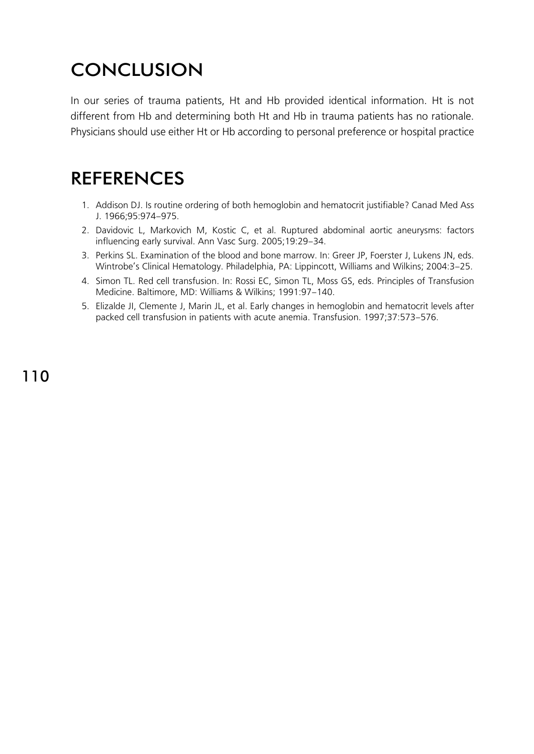## CONCLUSION

In our series of trauma patients, Ht and Hb provided identical information. Ht is not different from Hb and determining both Ht and Hb in trauma patients has no rationale. Physicians should use either Ht or Hb according to personal preference or hospital practice

## REFERENCES

1. Addison DJ. Is routine ordering of both hemoglobin and hematocrit justifiable? Canad Med Ass J. 1966;95:974–975.
2. Davidovic L, Markovich M, Kostic C, et al. Ruptured abdominal aortic aneurysms: factors influencing early survival. Ann Vasc Surg. 2005;19:29–34.
3. Perkins SL. Examination of the blood and bone marrow. In: Greer JP, Foerster J, Lukens JN, eds. Wintrobe's Clinical Hematology. Philadelphia, PA: Lippincott, Williams and Wilkins; 2004:3–25.
4. Simon TL. Red cell transfusion. In: Rossi EC, Simon TL, Moss GS, eds. Principles of Transfusion Medicine. Baltimore, MD: Williams & Wilkins; 1991:97–140.
5. Elizalde JI, Clemente J, Marin JL, et al. Early changes in hemoglobin and hematocrit levels after packed cell transfusion in patients with acute anemia. Transfusion. 1997;37:573–576.